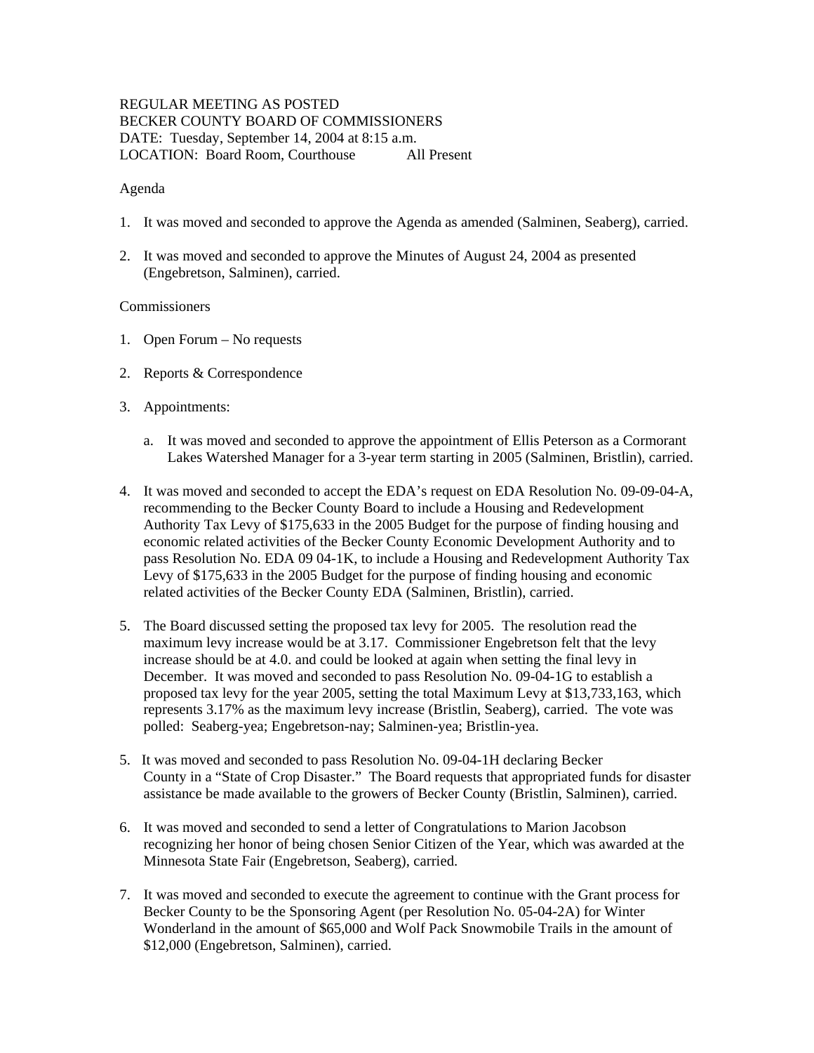REGULAR MEETING AS POSTED
BECKER COUNTY BOARD OF COMMISSIONERS
DATE: Tuesday, September 14, 2004 at 8:15 a.m.
LOCATION: Board Room, Courthouse All Present

Agenda

1. It was moved and seconded to approve the Agenda as amended (Salminen, Seaberg), carried.

2. It was moved and seconded to approve the Minutes of August 24, 2004 as presented (Engebretson, Salminen), carried.

Commissioners

1. Open Forum – No requests

2. Reports & Correspondence

3. Appointments:

   a. It was moved and seconded to approve the appointment of Ellis Peterson as a Cormorant Lakes Watershed Manager for a 3-year term starting in 2005 (Salminen, Bristlin), carried.

4. It was moved and seconded to accept the EDA's request on EDA Resolution No. 09-09-04-A, recommending to the Becker County Board to include a Housing and Redevelopment Authority Tax Levy of $175,633 in the 2005 Budget for the purpose of finding housing and economic related activities of the Becker County Economic Development Authority and to pass Resolution No. EDA 09 04-1K, to include a Housing and Redevelopment Authority Tax Levy of $175,633 in the 2005 Budget for the purpose of finding housing and economic related activities of the Becker County EDA (Salminen, Bristlin), carried.

5. The Board discussed setting the proposed tax levy for 2005. The resolution read the maximum levy increase would be at 3.17. Commissioner Engebretson felt that the levy increase should be at 4.0. and could be looked at again when setting the final levy in December. It was moved and seconded to pass Resolution No. 09-04-1G to establish a proposed tax levy for the year 2005, setting the total Maximum Levy at $13,733,163, which represents 3.17% as the maximum levy increase (Bristlin, Seaberg), carried. The vote was polled: Seaberg-yea; Engebretson-nay; Salminen-yea; Bristlin-yea.

5. It was moved and seconded to pass Resolution No. 09-04-1H declaring Becker County in a "State of Crop Disaster." The Board requests that appropriated funds for disaster assistance be made available to the growers of Becker County (Bristlin, Salminen), carried.

6. It was moved and seconded to send a letter of Congratulations to Marion Jacobson recognizing her honor of being chosen Senior Citizen of the Year, which was awarded at the Minnesota State Fair (Engebretson, Seaberg), carried.

7. It was moved and seconded to execute the agreement to continue with the Grant process for Becker County to be the Sponsoring Agent (per Resolution No. 05-04-2A) for Winter Wonderland in the amount of $65,000 and Wolf Pack Snowmobile Trails in the amount of $12,000 (Engebretson, Salminen), carried.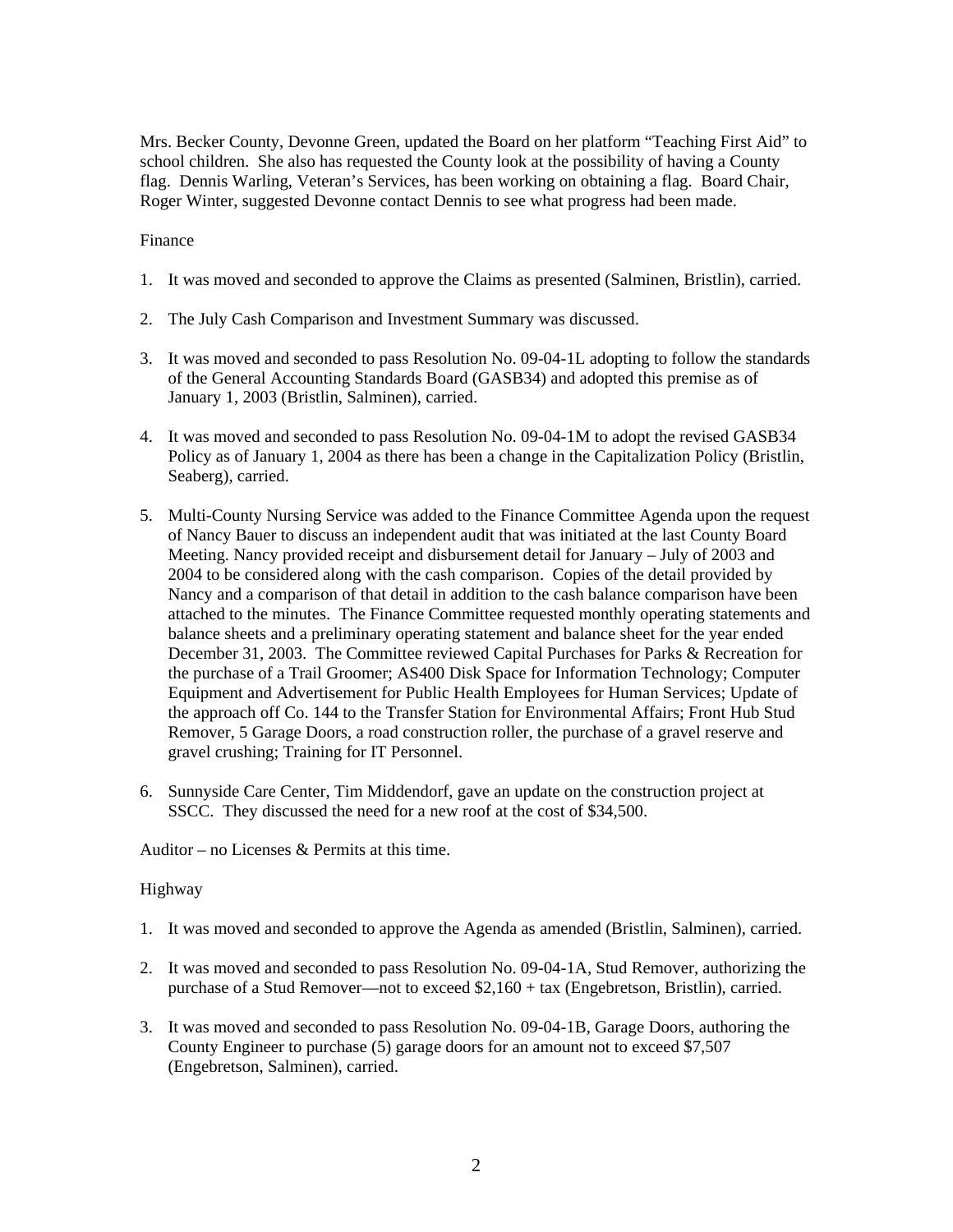Mrs. Becker County, Devonne Green, updated the Board on her platform "Teaching First Aid" to school children. She also has requested the County look at the possibility of having a County flag. Dennis Warling, Veteran's Services, has been working on obtaining a flag. Board Chair, Roger Winter, suggested Devonne contact Dennis to see what progress had been made.

Finance

1. It was moved and seconded to approve the Claims as presented (Salminen, Bristlin), carried.

2. The July Cash Comparison and Investment Summary was discussed.

3. It was moved and seconded to pass Resolution No. 09-04-1L adopting to follow the standards of the General Accounting Standards Board (GASB34) and adopted this premise as of January 1, 2003 (Bristlin, Salminen), carried.

4. It was moved and seconded to pass Resolution No. 09-04-1M to adopt the revised GASB34 Policy as of January 1, 2004 as there has been a change in the Capitalization Policy (Bristlin, Seaberg), carried.

5. Multi-County Nursing Service was added to the Finance Committee Agenda upon the request of Nancy Bauer to discuss an independent audit that was initiated at the last County Board Meeting. Nancy provided receipt and disbursement detail for January – July of 2003 and 2004 to be considered along with the cash comparison. Copies of the detail provided by Nancy and a comparison of that detail in addition to the cash balance comparison have been attached to the minutes. The Finance Committee requested monthly operating statements and balance sheets and a preliminary operating statement and balance sheet for the year ended December 31, 2003. The Committee reviewed Capital Purchases for Parks & Recreation for the purchase of a Trail Groomer; AS400 Disk Space for Information Technology; Computer Equipment and Advertisement for Public Health Employees for Human Services; Update of the approach off Co. 144 to the Transfer Station for Environmental Affairs; Front Hub Stud Remover, 5 Garage Doors, a road construction roller, the purchase of a gravel reserve and gravel crushing; Training for IT Personnel.

6. Sunnyside Care Center, Tim Middendorf, gave an update on the construction project at SSCC. They discussed the need for a new roof at the cost of $34,500.

Auditor – no Licenses & Permits at this time.

Highway

1. It was moved and seconded to approve the Agenda as amended (Bristlin, Salminen), carried.

2. It was moved and seconded to pass Resolution No. 09-04-1A, Stud Remover, authorizing the purchase of a Stud Remover—not to exceed $2,160 + tax (Engebretson, Bristlin), carried.

3. It was moved and seconded to pass Resolution No. 09-04-1B, Garage Doors, authoring the County Engineer to purchase (5) garage doors for an amount not to exceed $7,507 (Engebretson, Salminen), carried.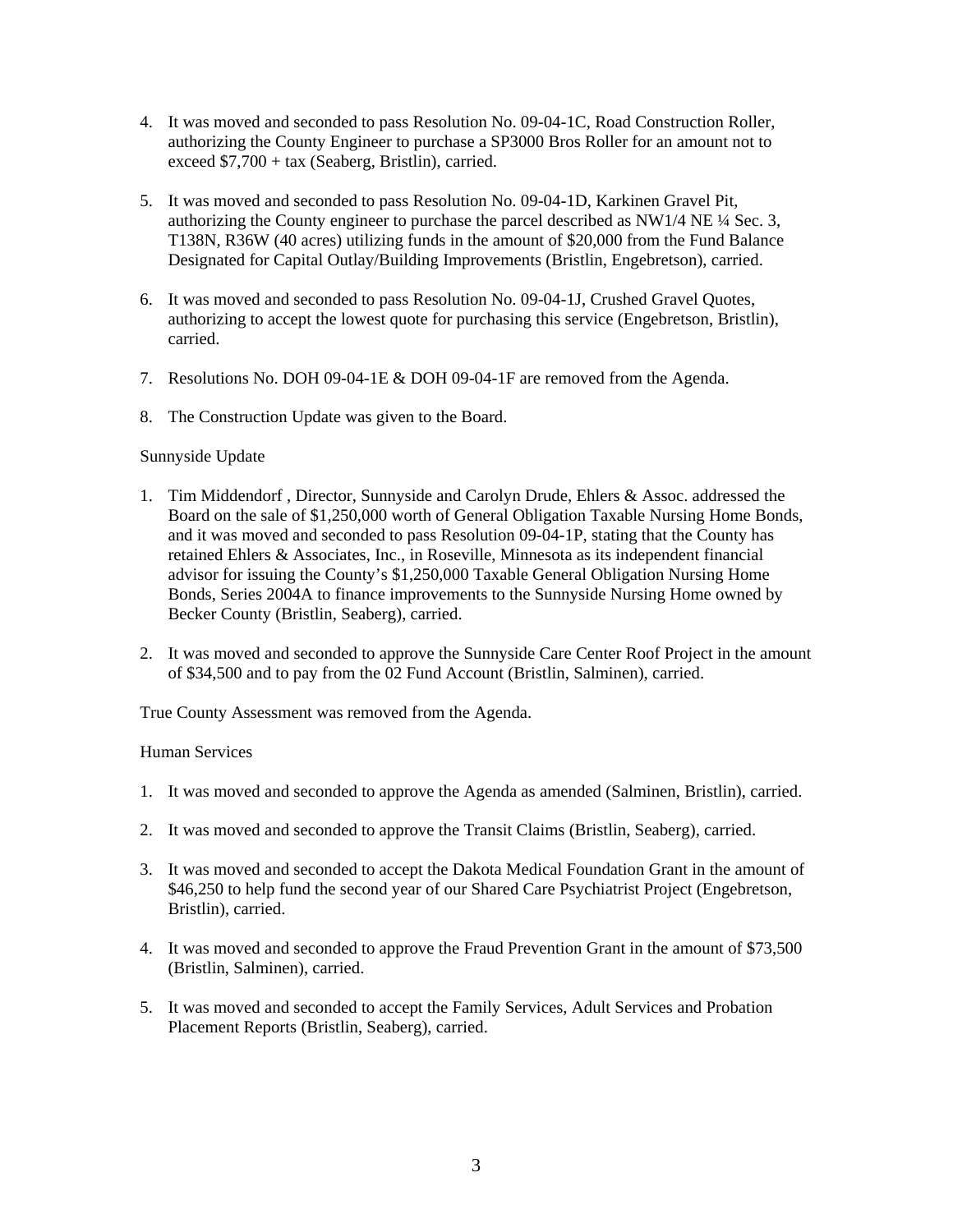4. It was moved and seconded to pass Resolution No. 09-04-1C, Road Construction Roller, authorizing the County Engineer to purchase a SP3000 Bros Roller for an amount not to exceed $7,700 + tax (Seaberg, Bristlin), carried.

5. It was moved and seconded to pass Resolution No. 09-04-1D, Karkinen Gravel Pit, authorizing the County engineer to purchase the parcel described as NW1/4 NE ¼ Sec. 3, T138N, R36W (40 acres) utilizing funds in the amount of $20,000 from the Fund Balance Designated for Capital Outlay/Building Improvements (Bristlin, Engebretson), carried.

6. It was moved and seconded to pass Resolution No. 09-04-1J, Crushed Gravel Quotes, authorizing to accept the lowest quote for purchasing this service (Engebretson, Bristlin), carried.

7. Resolutions No. DOH 09-04-1E & DOH 09-04-1F are removed from the Agenda.

8. The Construction Update was given to the Board.

Sunnyside Update

1. Tim Middendorf , Director, Sunnyside and Carolyn Drude, Ehlers & Assoc. addressed the Board on the sale of $1,250,000 worth of General Obligation Taxable Nursing Home Bonds, and it was moved and seconded to pass Resolution 09-04-1P, stating that the County has retained Ehlers & Associates, Inc., in Roseville, Minnesota as its independent financial advisor for issuing the County's $1,250,000 Taxable General Obligation Nursing Home Bonds, Series 2004A to finance improvements to the Sunnyside Nursing Home owned by Becker County (Bristlin, Seaberg), carried.

2. It was moved and seconded to approve the Sunnyside Care Center Roof Project in the amount of $34,500 and to pay from the 02 Fund Account (Bristlin, Salminen), carried.

True County Assessment was removed from the Agenda.

Human Services

1. It was moved and seconded to approve the Agenda as amended (Salminen, Bristlin), carried.

2. It was moved and seconded to approve the Transit Claims (Bristlin, Seaberg), carried.

3. It was moved and seconded to accept the Dakota Medical Foundation Grant in the amount of $46,250 to help fund the second year of our Shared Care Psychiatrist Project (Engebretson, Bristlin), carried.

4. It was moved and seconded to approve the Fraud Prevention Grant in the amount of $73,500 (Bristlin, Salminen), carried.

5. It was moved and seconded to accept the Family Services, Adult Services and Probation Placement Reports (Bristlin, Seaberg), carried.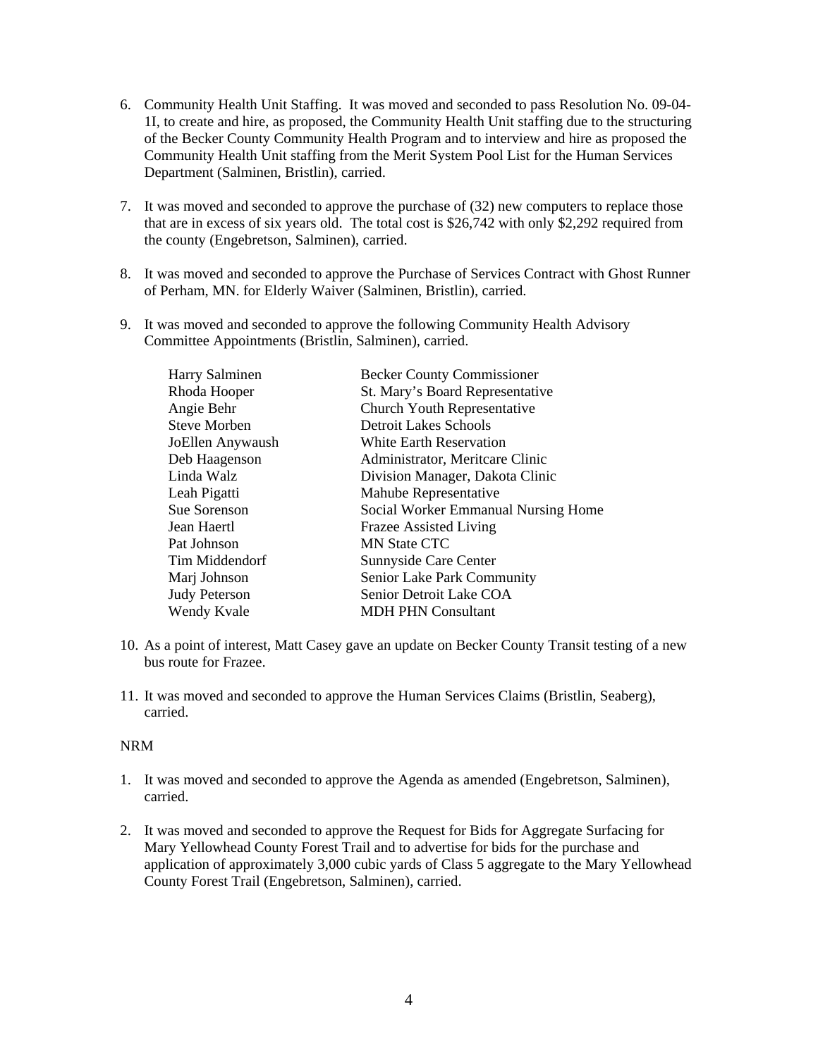6. Community Health Unit Staffing. It was moved and seconded to pass Resolution No. 09-04-1I, to create and hire, as proposed, the Community Health Unit staffing due to the structuring of the Becker County Community Health Program and to interview and hire as proposed the Community Health Unit staffing from the Merit System Pool List for the Human Services Department (Salminen, Bristlin), carried.

7. It was moved and seconded to approve the purchase of (32) new computers to replace those that are in excess of six years old. The total cost is $26,742 with only $2,292 required from the county (Engebretson, Salminen), carried.

8. It was moved and seconded to approve the Purchase of Services Contract with Ghost Runner of Perham, MN. for Elderly Waiver (Salminen, Bristlin), carried.

9. It was moved and seconded to approve the following Community Health Advisory Committee Appointments (Bristlin, Salminen), carried.

| | |
|---|---|
| Harry Salminen | Becker County Commissioner |
| Rhoda Hooper | St. Mary's Board Representative |
| Angie Behr | Church Youth Representative |
| Steve Morben | Detroit Lakes Schools |
| JoEllen Anywaush | White Earth Reservation |
| Deb Haagenson | Administrator, Meritcare Clinic |
| Linda Walz | Division Manager, Dakota Clinic |
| Leah Pigatti | Mahube Representative |
| Sue Sorenson | Social Worker Emmanual Nursing Home |
| Jean Haertl | Frazee Assisted Living |
| Pat Johnson | MN State CTC |
| Tim Middendorf | Sunnyside Care Center |
| Marj Johnson | Senior Lake Park Community |
| Judy Peterson | Senior Detroit Lake COA |
| Wendy Kvale | MDH PHN Consultant |

10. As a point of interest, Matt Casey gave an update on Becker County Transit testing of a new bus route for Frazee.

11. It was moved and seconded to approve the Human Services Claims (Bristlin, Seaberg), carried.

NRM

1. It was moved and seconded to approve the Agenda as amended (Engebretson, Salminen), carried.

2. It was moved and seconded to approve the Request for Bids for Aggregate Surfacing for Mary Yellowhead County Forest Trail and to advertise for bids for the purchase and application of approximately 3,000 cubic yards of Class 5 aggregate to the Mary Yellowhead County Forest Trail (Engebretson, Salminen), carried.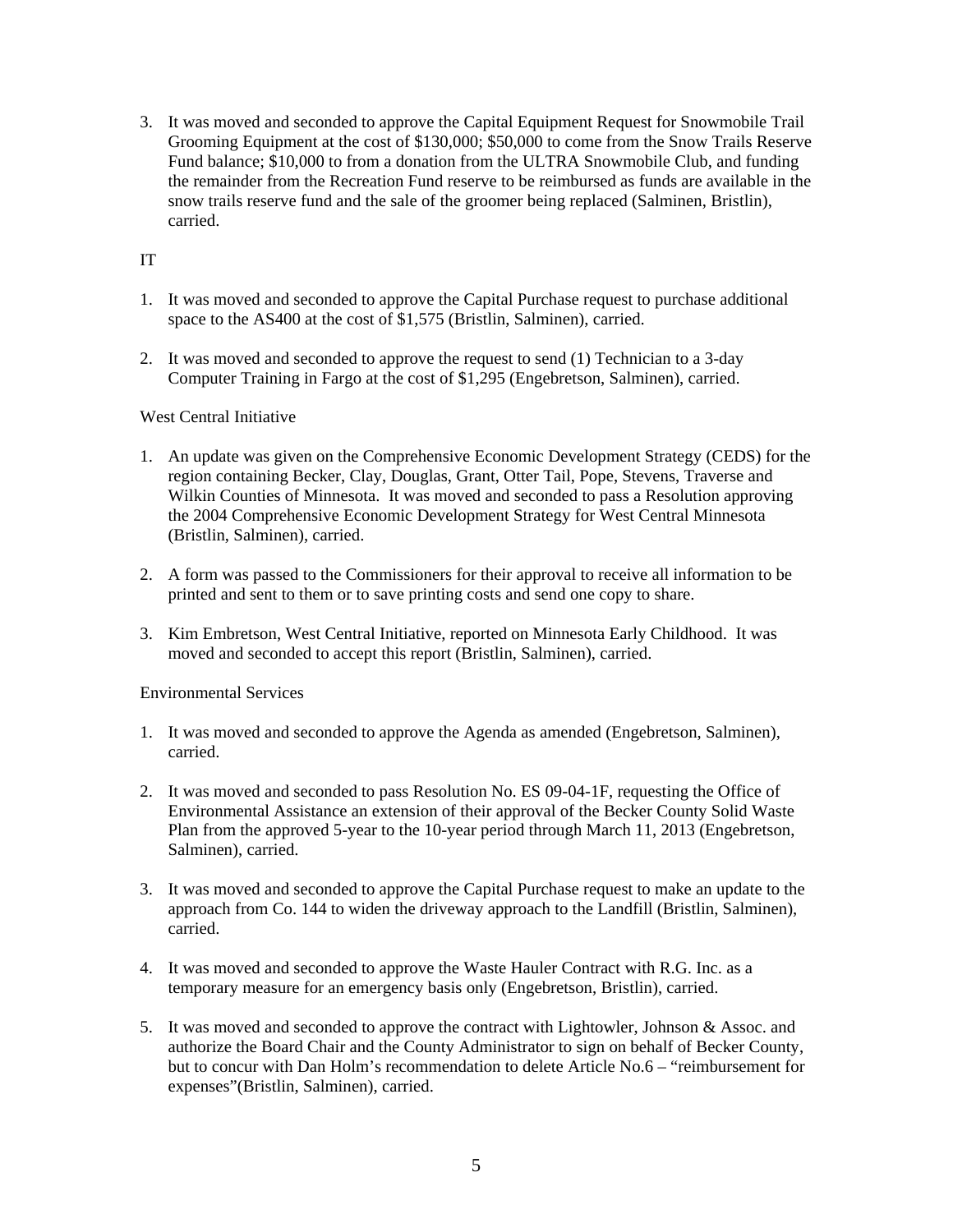3. It was moved and seconded to approve the Capital Equipment Request for Snowmobile Trail Grooming Equipment at the cost of $130,000; $50,000 to come from the Snow Trails Reserve Fund balance; $10,000 to from a donation from the ULTRA Snowmobile Club, and funding the remainder from the Recreation Fund reserve to be reimbursed as funds are available in the snow trails reserve fund and the sale of the groomer being replaced (Salminen, Bristlin), carried.

IT

1. It was moved and seconded to approve the Capital Purchase request to purchase additional space to the AS400 at the cost of $1,575 (Bristlin, Salminen), carried.

2. It was moved and seconded to approve the request to send (1) Technician to a 3-day Computer Training in Fargo at the cost of $1,295 (Engebretson, Salminen), carried.

West Central Initiative

1. An update was given on the Comprehensive Economic Development Strategy (CEDS) for the region containing Becker, Clay, Douglas, Grant, Otter Tail, Pope, Stevens, Traverse and Wilkin Counties of Minnesota. It was moved and seconded to pass a Resolution approving the 2004 Comprehensive Economic Development Strategy for West Central Minnesota (Bristlin, Salminen), carried.

2. A form was passed to the Commissioners for their approval to receive all information to be printed and sent to them or to save printing costs and send one copy to share.

3. Kim Embretson, West Central Initiative, reported on Minnesota Early Childhood. It was moved and seconded to accept this report (Bristlin, Salminen), carried.

Environmental Services

1. It was moved and seconded to approve the Agenda as amended (Engebretson, Salminen), carried.

2. It was moved and seconded to pass Resolution No. ES 09-04-1F, requesting the Office of Environmental Assistance an extension of their approval of the Becker County Solid Waste Plan from the approved 5-year to the 10-year period through March 11, 2013 (Engebretson, Salminen), carried.

3. It was moved and seconded to approve the Capital Purchase request to make an update to the approach from Co. 144 to widen the driveway approach to the Landfill (Bristlin, Salminen), carried.

4. It was moved and seconded to approve the Waste Hauler Contract with R.G. Inc. as a temporary measure for an emergency basis only (Engebretson, Bristlin), carried.

5. It was moved and seconded to approve the contract with Lightowler, Johnson & Assoc. and authorize the Board Chair and the County Administrator to sign on behalf of Becker County, but to concur with Dan Holm's recommendation to delete Article No.6 – "reimbursement for expenses"(Bristlin, Salminen), carried.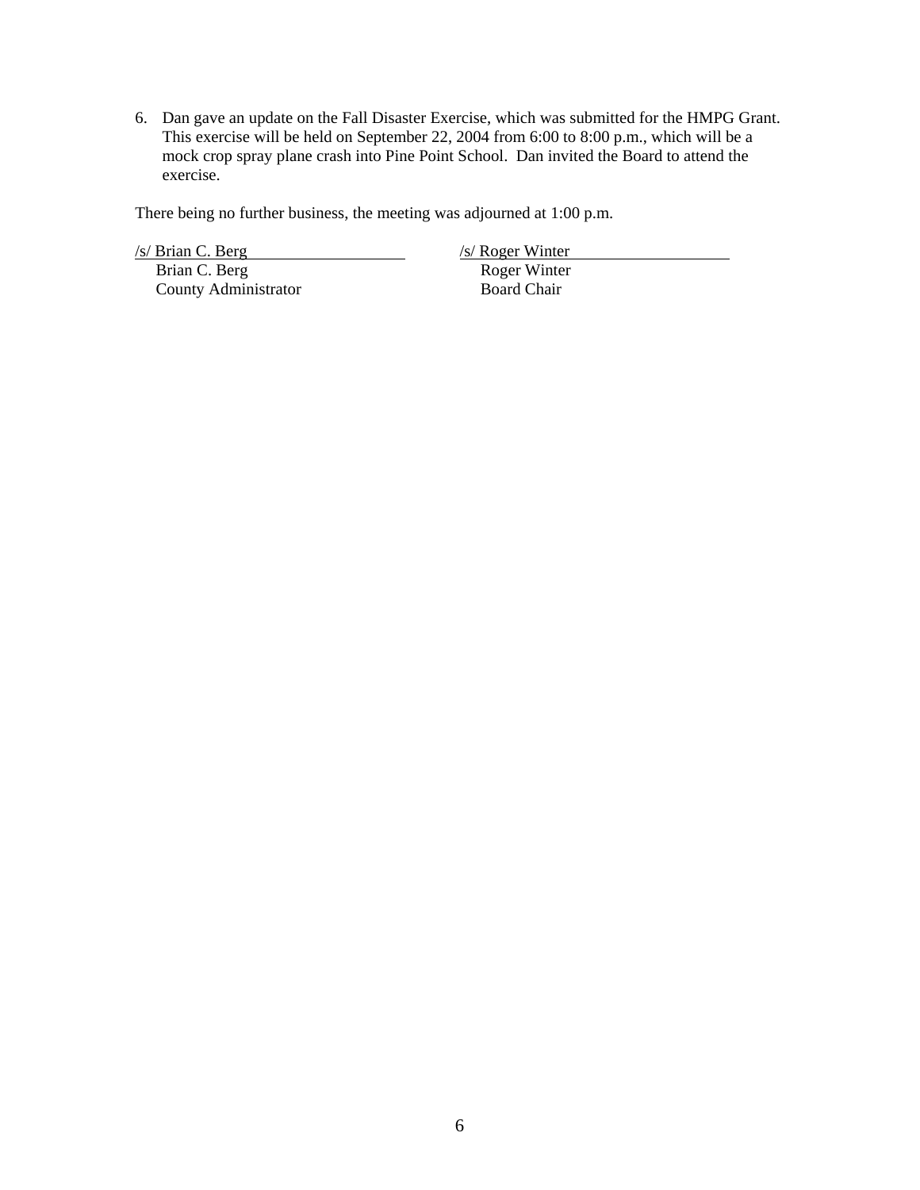6. Dan gave an update on the Fall Disaster Exercise, which was submitted for the HMPG Grant. This exercise will be held on September 22, 2004 from 6:00 to 8:00 p.m., which will be a mock crop spray plane crash into Pine Point School. Dan invited the Board to attend the exercise.

There being no further business, the meeting was adjourned at 1:00 p.m.

| | |
|---|---|
| /s/ Brian C. Berg | /s/ Roger Winter |
| Brian C. Berg | Roger Winter |
| County Administrator | Board Chair |